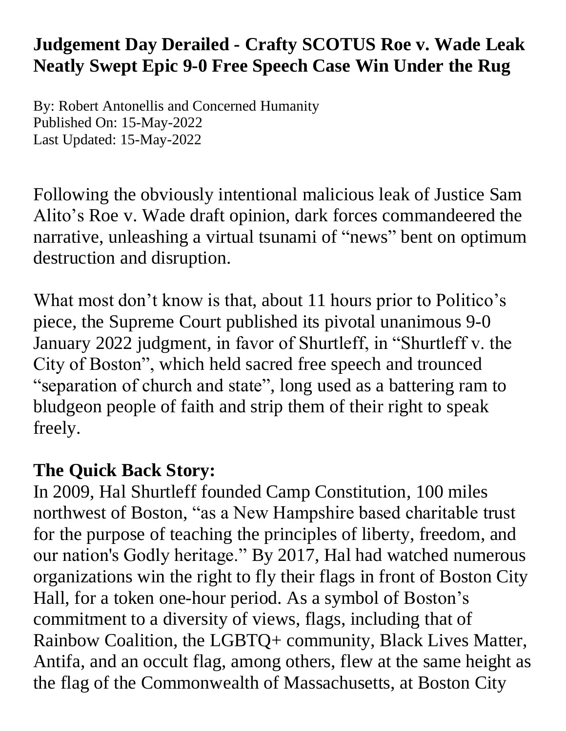# Judgement Day Derailed - Crafty SCOTUS Roe v. Wade Leak Neatly Swept Epic 9-0 Free Speech Case Win Under the Rug

By: Robert Antonellis and Concerned Humanity
Published On: 15-May-2022
Last Updated: 15-May-2022

Following the obviously intentional malicious leak of Justice Sam Alito's Roe v. Wade draft opinion, dark forces commandeered the narrative, unleashing a virtual tsunami of "news" bent on optimum destruction and disruption.

What most don't know is that, about 11 hours prior to Politico's piece, the Supreme Court published its pivotal unanimous 9-0 January 2022 judgment, in favor of Shurtleff, in "Shurtleff v. the City of Boston", which held sacred free speech and trounced "separation of church and state", long used as a battering ram to bludgeon people of faith and strip them of their right to speak freely.

**The Quick Back Story:**
In 2009, Hal Shurtleff founded Camp Constitution, 100 miles northwest of Boston, "as a New Hampshire based charitable trust for the purpose of teaching the principles of liberty, freedom, and our nation's Godly heritage." By 2017, Hal had watched numerous organizations win the right to fly their flags in front of Boston City Hall, for a token one-hour period. As a symbol of Boston's commitment to a diversity of views, flags, including that of Rainbow Coalition, the LGBTQ+ community, Black Lives Matter, Antifa, and an occult flag, among others, flew at the same height as the flag of the Commonwealth of Massachusetts, at Boston City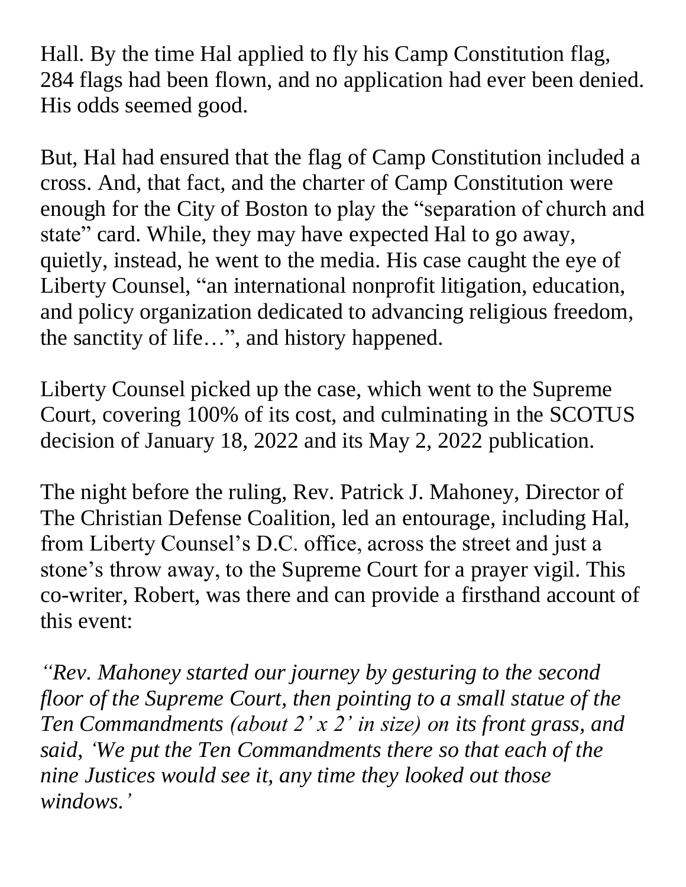Hall. By the time Hal applied to fly his Camp Constitution flag, 284 flags had been flown, and no application had ever been denied. His odds seemed good.

But, Hal had ensured that the flag of Camp Constitution included a cross. And, that fact, and the charter of Camp Constitution were enough for the City of Boston to play the "separation of church and state" card. While, they may have expected Hal to go away, quietly, instead, he went to the media. His case caught the eye of Liberty Counsel, "an international nonprofit litigation, education, and policy organization dedicated to advancing religious freedom, the sanctity of life…", and history happened.

Liberty Counsel picked up the case, which went to the Supreme Court, covering 100% of its cost, and culminating in the SCOTUS decision of January 18, 2022 and its May 2, 2022 publication.

The night before the ruling, Rev. Patrick J. Mahoney, Director of The Christian Defense Coalition, led an entourage, including Hal, from Liberty Counsel's D.C. office, across the street and just a stone's throw away, to the Supreme Court for a prayer vigil. This co-writer, Robert, was there and can provide a firsthand account of this event:

*"Rev. Mahoney started our journey by gesturing to the second floor of the Supreme Court, then pointing to a small statue of the Ten Commandments (about 2' x 2' in size) on its front grass, and said, 'We put the Ten Commandments there so that each of the nine Justices would see it, any time they looked out those windows.'*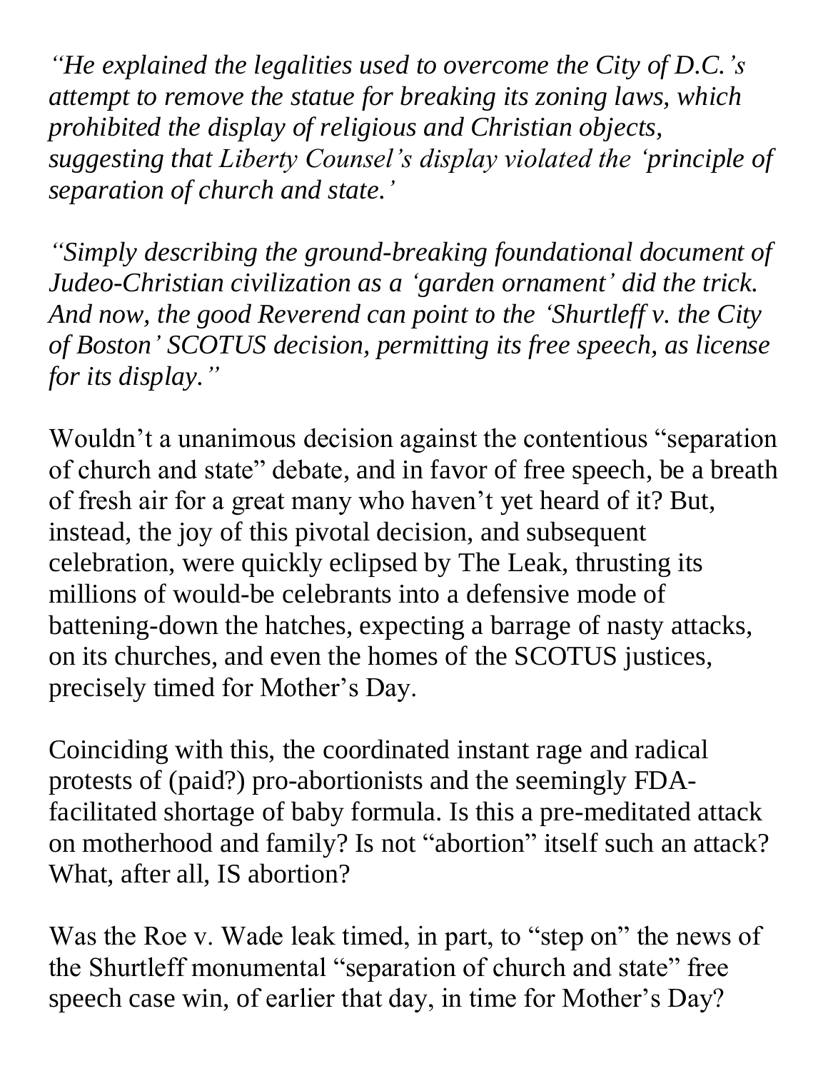*"He explained the legalities used to overcome the City of D.C.'s attempt to remove the statue for breaking its zoning laws, which prohibited the display of religious and Christian objects, suggesting that Liberty Counsel's display violated the 'principle of separation of church and state.'*

*"Simply describing the ground-breaking foundational document of Judeo-Christian civilization as a 'garden ornament' did the trick. And now, the good Reverend can point to the 'Shurtleff v. the City of Boston' SCOTUS decision, permitting its free speech, as license for its display."*

Wouldn't a unanimous decision against the contentious "separation of church and state" debate, and in favor of free speech, be a breath of fresh air for a great many who haven't yet heard of it? But, instead, the joy of this pivotal decision, and subsequent celebration, were quickly eclipsed by The Leak, thrusting its millions of would-be celebrants into a defensive mode of battening-down the hatches, expecting a barrage of nasty attacks, on its churches, and even the homes of the SCOTUS justices, precisely timed for Mother's Day.

Coinciding with this, the coordinated instant rage and radical protests of (paid?) pro-abortionists and the seemingly FDA-facilitated shortage of baby formula. Is this a pre-meditated attack on motherhood and family? Is not "abortion" itself such an attack? What, after all, IS abortion?

Was the Roe v. Wade leak timed, in part, to "step on" the news of the Shurtleff monumental "separation of church and state" free speech case win, of earlier that day, in time for Mother's Day?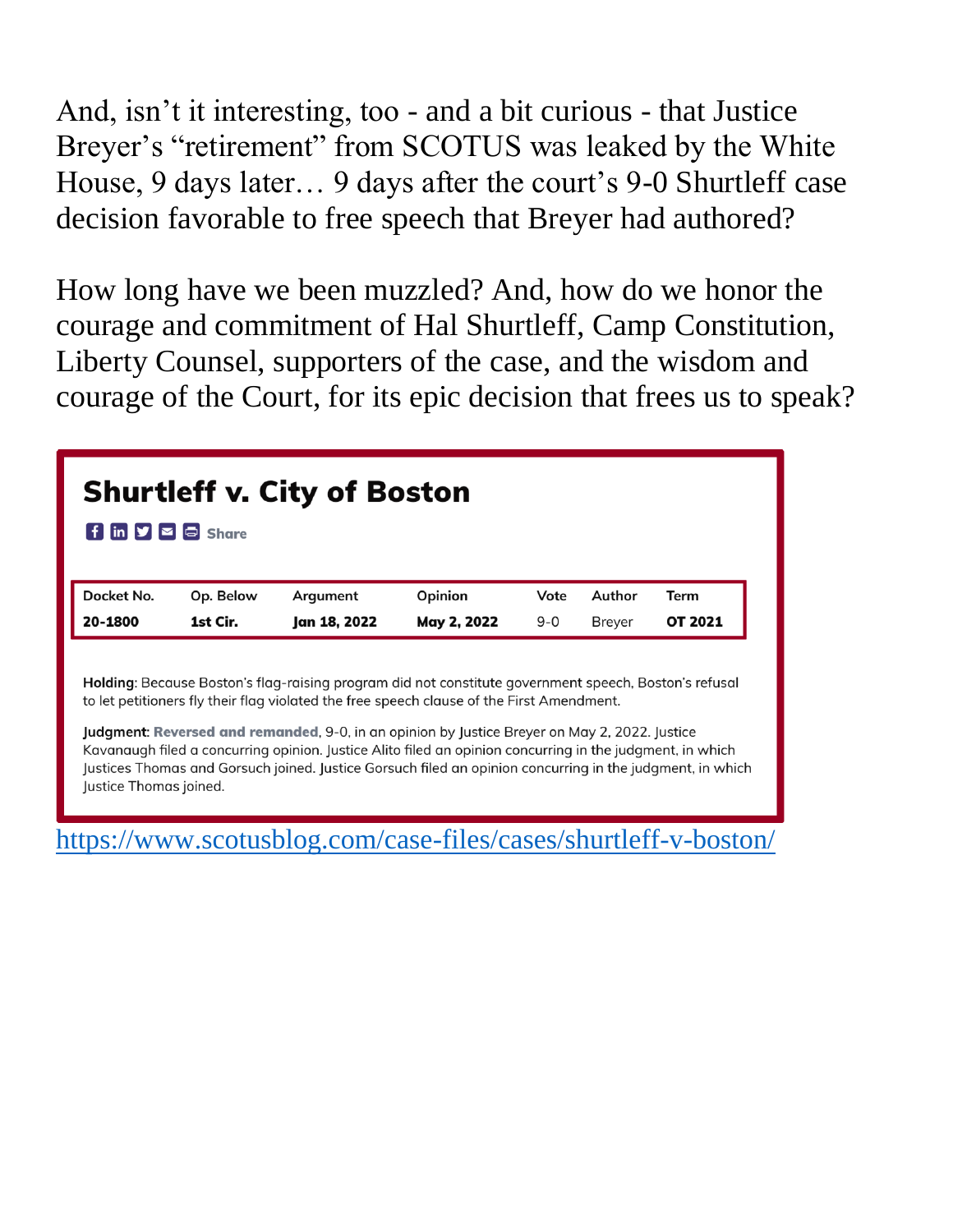And, isn’t it interesting, too - and a bit curious - that Justice Breyer’s “retirement” from SCOTUS was leaked by the White House, 9 days later… 9 days after the court’s 9-0 Shurtleff case decision favorable to free speech that Breyer had authored?

How long have we been muzzled? And, how do we honor the courage and commitment of Hal Shurtleff, Camp Constitution, Liberty Counsel, supporters of the case, and the wisdom and courage of the Court, for its epic decision that frees us to speak?

## Shurtleff v. City of Boston

Share

| Docket No. | Op. Below | Argument | Opinion | Vote | Author | Term |
|---|---|---|---|---|---|---|
| **20-1800** | **1st Cir.** | **Jan 18, 2022** | **May 2, 2022** | 9-0 | Breyer | **OT 2021** |

**Holding**: Because Boston’s flag-raising program did not constitute government speech, Boston’s refusal to let petitioners fly their flag violated the free speech clause of the First Amendment.

**Judgment**: **Reversed and remanded**, 9-0, in an opinion by Justice Breyer on May 2, 2022. Justice Kavanaugh filed a concurring opinion. Justice Alito filed an opinion concurring in the judgment, in which Justices Thomas and Gorsuch joined. Justice Gorsuch filed an opinion concurring in the judgment, in which Justice Thomas joined.

https://www.scotusblog.com/case-files/cases/shurtleff-v-boston/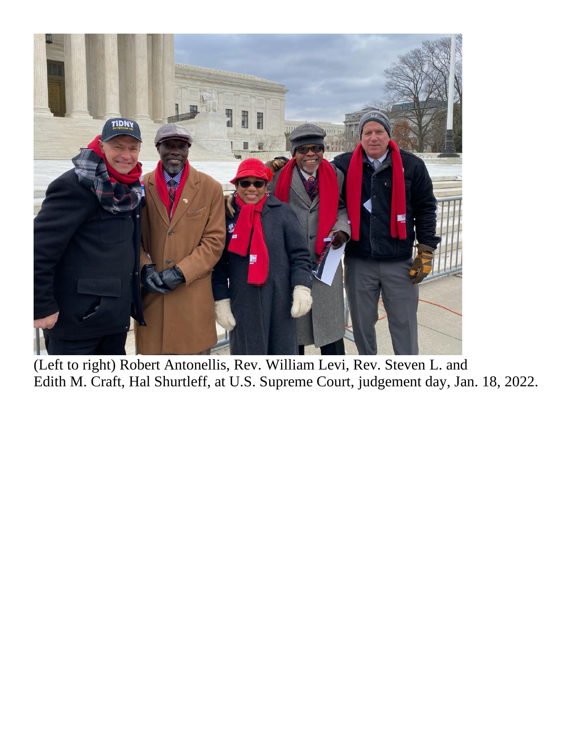(Left to right) Robert Antonellis, Rev. William Levi, Rev. Steven L. and
Edith M. Craft, Hal Shurtleff, at U.S. Supreme Court, judgement day, Jan. 18, 2022.